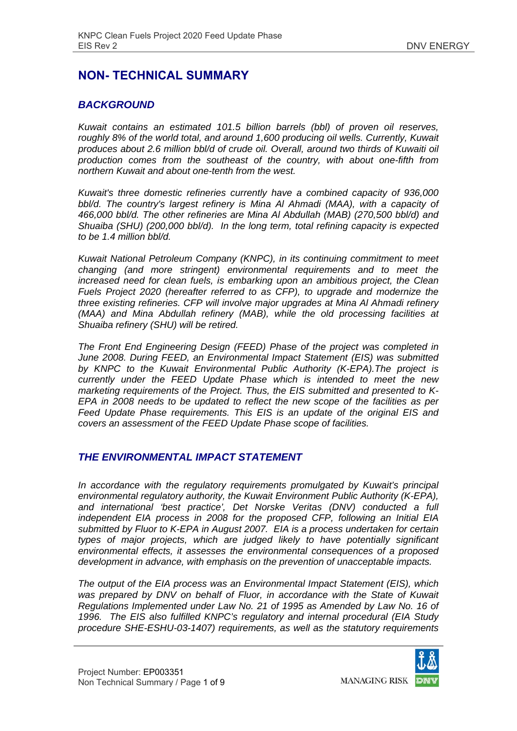# NON- TECHNICAL SUMMARY

## *BACKGROUND*

*Kuwait contains an estimated 101.5 billion barrels (bbl) of proven oil reserves, roughly 8% of the world total, and around 1,600 producing oil wells. Currently, Kuwait produces about 2.6 million bbl/d of crude oil. Overall, around two thirds of Kuwaiti oil production comes from the southeast of the country, with about one-fifth from northern Kuwait and about one-tenth from the west.*

*Kuwait's three domestic refineries currently have a combined capacity of 936,000 bbl/d. The country's largest refinery is Mina Al Ahmadi (MAA), with a capacity of 466,000 bbl/d. The other refineries are Mina Al Abdullah (MAB) (270,500 bbl/d) and Shuaiba (SHU) (200,000 bbl/d). In the long term, total refining capacity is expected to be 1.4 million bbl/d.*

*Kuwait National Petroleum Company (KNPC), in its continuing commitment to meet changing (and more stringent) environmental requirements and to meet the increased need for clean fuels, is embarking upon an ambitious project, the Clean Fuels Project 2020 (hereafter referred to as CFP), to upgrade and modernize the three existing refineries. CFP will involve major upgrades at Mina Al Ahmadi refinery (MAA) and Mina Abdullah refinery (MAB), while the old processing facilities at Shuaiba refinery (SHU) will be retired.*

*The Front End Engineering Design (FEED) Phase of the project was completed in June 2008. During FEED, an Environmental Impact Statement (EIS) was submitted by KNPC to the Kuwait Environmental Public Authority (K-EPA).The project is currently under the FEED Update Phase which is intended to meet the new marketing requirements of the Project. Thus, the EIS submitted and presented to K-EPA in 2008 needs to be updated to reflect the new scope of the facilities as per Feed Update Phase requirements. This EIS is an update of the original EIS and covers an assessment of the FEED Update Phase scope of facilities.*

## *THE ENVIRONMENTAL IMPACT STATEMENT*

*In accordance with the regulatory requirements promulgated by Kuwait's principal environmental regulatory authority, the Kuwait Environment Public Authority (K-EPA), and international 'best practice', Det Norske Veritas (DNV) conducted a full independent EIA process in 2008 for the proposed CFP, following an Initial EIA submitted by Fluor to K-EPA in August 2007. EIA is a process undertaken for certain types of major projects, which are judged likely to have potentially significant environmental effects, it assesses the environmental consequences of a proposed development in advance, with emphasis on the prevention of unacceptable impacts.*

*The output of the EIA process was an Environmental Impact Statement (EIS), which was prepared by DNV on behalf of Fluor, in accordance with the State of Kuwait Regulations Implemented under Law No. 21 of 1995 as Amended by Law No. 16 of 1996. The EIS also fulfilled KNPC's regulatory and internal procedural (EIA Study procedure SHE-ESHU-03-1407) requirements, as well as the statutory requirements*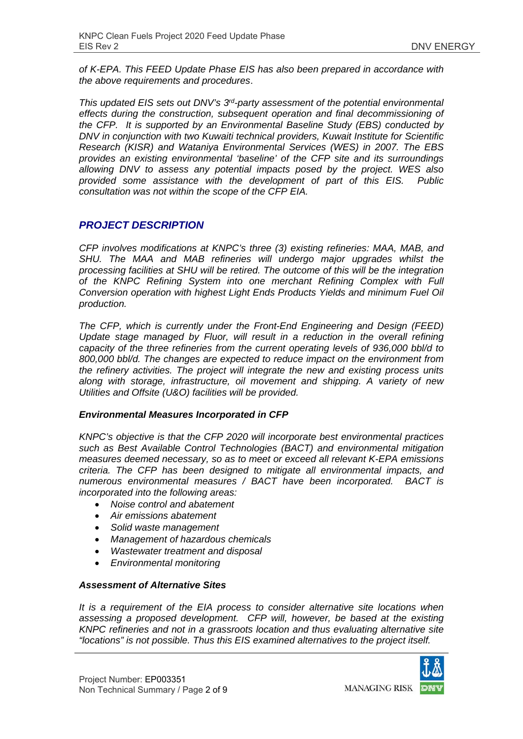*of K-EPA. This FEED Update Phase EIS has also been prepared in accordance with the above requirements and procedures*.

*This updated EIS sets out DNV's 3rd-party assessment of the potential environmental effects during the construction, subsequent operation and final decommissioning of the CFP. It is supported by an Environmental Baseline Study (EBS) conducted by DNV in conjunction with two Kuwaiti technical providers, Kuwait Institute for Scientific Research (KISR) and Wataniya Environmental Services (WES) in 2007. The EBS provides an existing environmental 'baseline' of the CFP site and its surroundings allowing DNV to assess any potential impacts posed by the project. WES also provided some assistance with the development of part of this EIS. Public consultation was not within the scope of the CFP EIA.*

## *PROJECT DESCRIPTION*

*CFP involves modifications at KNPC's three (3) existing refineries: MAA, MAB, and SHU. The MAA and MAB refineries will undergo major upgrades whilst the processing facilities at SHU will be retired. The outcome of this will be the integration of the KNPC Refining System into one merchant Refining Complex with Full Conversion operation with highest Light Ends Products Yields and minimum Fuel Oil production.*

*The CFP, which is currently under the Front-End Engineering and Design (FEED) Update stage managed by Fluor, will result in a reduction in the overall refining capacity of the three refineries from the current operating levels of 936,000 bbl/d to 800,000 bbl/d. The changes are expected to reduce impact on the environment from the refinery activities. The project will integrate the new and existing process units along with storage, infrastructure, oil movement and shipping. A variety of new Utilities and Offsite (U&O) facilities will be provided.*

### ***Environmental Measures Incorporated in CFP***

*KNPC's objective is that the CFP 2020 will incorporate best environmental practices such as Best Available Control Technologies (BACT) and environmental mitigation measures deemed necessary, so as to meet or exceed all relevant K-EPA emissions criteria. The CFP has been designed to mitigate all environmental impacts, and numerous environmental measures / BACT have been incorporated. BACT is incorporated into the following areas:*

- *Noise control and abatement*
- *Air emissions abatement*
- *Solid waste management*
- *Management of hazardous chemicals*
- *Wastewater treatment and disposal*
- *Environmental monitoring*

### ***Assessment of Alternative Sites***

*It is a requirement of the EIA process to consider alternative site locations when assessing a proposed development. CFP will, however, be based at the existing KNPC refineries and not in a grassroots location and thus evaluating alternative site "locations" is not possible. Thus this EIS examined alternatives to the project itself.*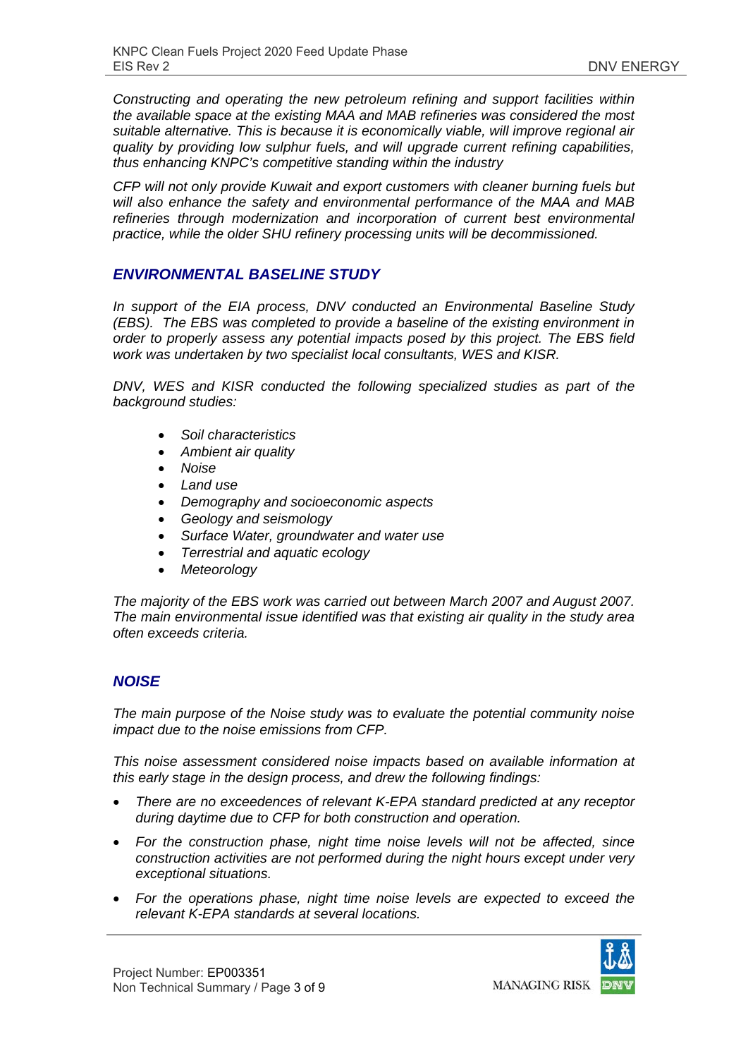*Constructing and operating the new petroleum refining and support facilities within the available space at the existing MAA and MAB refineries was considered the most suitable alternative. This is because it is economically viable, will improve regional air quality by providing low sulphur fuels, and will upgrade current refining capabilities, thus enhancing KNPC's competitive standing within the industry*

*CFP will not only provide Kuwait and export customers with cleaner burning fuels but will also enhance the safety and environmental performance of the MAA and MAB refineries through modernization and incorporation of current best environmental practice, while the older SHU refinery processing units will be decommissioned.*

## *ENVIRONMENTAL BASELINE STUDY*

*In support of the EIA process, DNV conducted an Environmental Baseline Study (EBS). The EBS was completed to provide a baseline of the existing environment in order to properly assess any potential impacts posed by this project. The EBS field work was undertaken by two specialist local consultants, WES and KISR.*

*DNV, WES and KISR conducted the following specialized studies as part of the background studies:*

- *Soil characteristics*
- *Ambient air quality*
- *Noise*
- *Land use*
- *Demography and socioeconomic aspects*
- *Geology and seismology*
- *Surface Water, groundwater and water use*
- *Terrestrial and aquatic ecology*
- *Meteorology*

*The majority of the EBS work was carried out between March 2007 and August 2007. The main environmental issue identified was that existing air quality in the study area often exceeds criteria.*

## *NOISE*

*The main purpose of the Noise study was to evaluate the potential community noise impact due to the noise emissions from CFP.*

*This noise assessment considered noise impacts based on available information at this early stage in the design process, and drew the following findings:*

- *There are no exceedences of relevant K-EPA standard predicted at any receptor during daytime due to CFP for both construction and operation.*
- *For the construction phase, night time noise levels will not be affected, since construction activities are not performed during the night hours except under very exceptional situations.*
- *For the operations phase, night time noise levels are expected to exceed the relevant K-EPA standards at several locations.*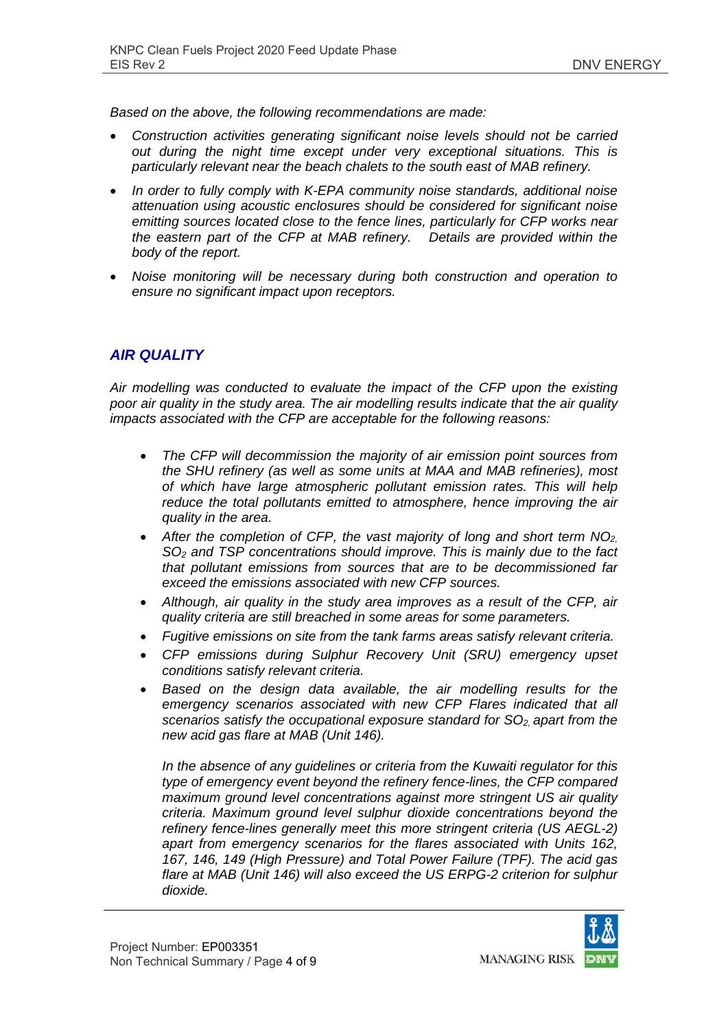*Based on the above, the following recommendations are made:*

- *Construction activities generating significant noise levels should not be carried out during the night time except under very exceptional situations. This is particularly relevant near the beach chalets to the south east of MAB refinery.*
- *In order to fully comply with K-EPA community noise standards, additional noise attenuation using acoustic enclosures should be considered for significant noise emitting sources located close to the fence lines, particularly for CFP works near the eastern part of the CFP at MAB refinery. Details are provided within the body of the report.*
- *Noise monitoring will be necessary during both construction and operation to ensure no significant impact upon receptors.*

## *AIR QUALITY*

*Air modelling was conducted to evaluate the impact of the CFP upon the existing poor air quality in the study area. The air modelling results indicate that the air quality impacts associated with the CFP are acceptable for the following reasons:*

- *The CFP will decommission the majority of air emission point sources from the SHU refinery (as well as some units at MAA and MAB refineries), most of which have large atmospheric pollutant emission rates. This will help reduce the total pollutants emitted to atmosphere, hence improving the air quality in the area.*
- *After the completion of CFP, the vast majority of long and short term $NO_2$, $SO_2$ and TSP concentrations should improve. This is mainly due to the fact that pollutant emissions from sources that are to be decommissioned far exceed the emissions associated with new CFP sources.*
- *Although, air quality in the study area improves as a result of the CFP, air quality criteria are still breached in some areas for some parameters.*
- *Fugitive emissions on site from the tank farms areas satisfy relevant criteria.*
- *CFP emissions during Sulphur Recovery Unit (SRU) emergency upset conditions satisfy relevant criteria.*
- *Based on the design data available, the air modelling results for the emergency scenarios associated with new CFP Flares indicated that all scenarios satisfy the occupational exposure standard for $SO_2$, apart from the new acid gas flare at MAB (Unit 146).*

  *In the absence of any guidelines or criteria from the Kuwaiti regulator for this type of emergency event beyond the refinery fence-lines, the CFP compared maximum ground level concentrations against more stringent US air quality criteria. Maximum ground level sulphur dioxide concentrations beyond the refinery fence-lines generally meet this more stringent criteria (US AEGL-2) apart from emergency scenarios for the flares associated with Units 162, 167, 146, 149 (High Pressure) and Total Power Failure (TPF). The acid gas flare at MAB (Unit 146) will also exceed the US ERPG-2 criterion for sulphur dioxide.*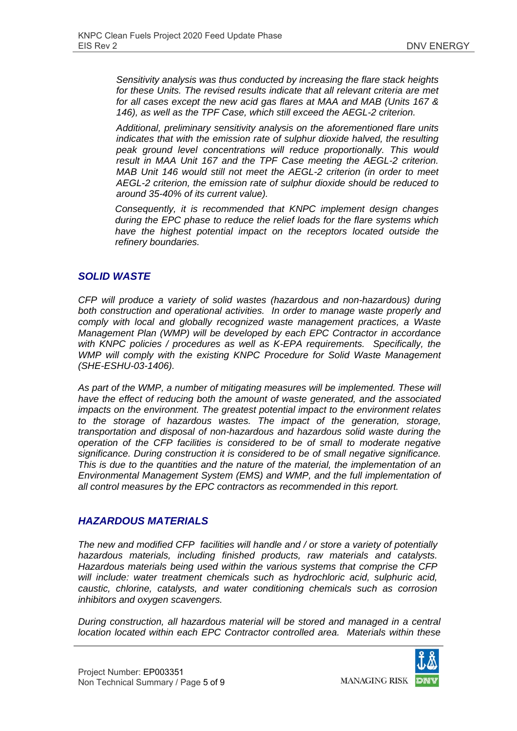*Sensitivity analysis was thus conducted by increasing the flare stack heights for these Units. The revised results indicate that all relevant criteria are met for all cases except the new acid gas flares at MAA and MAB (Units 167 & 146), as well as the TPF Case, which still exceed the AEGL-2 criterion.*

*Additional, preliminary sensitivity analysis on the aforementioned flare units indicates that with the emission rate of sulphur dioxide halved, the resulting peak ground level concentrations will reduce proportionally. This would result in MAA Unit 167 and the TPF Case meeting the AEGL-2 criterion. MAB Unit 146 would still not meet the AEGL-2 criterion (in order to meet AEGL-2 criterion, the emission rate of sulphur dioxide should be reduced to around 35-40% of its current value).*

*Consequently, it is recommended that KNPC implement design changes during the EPC phase to reduce the relief loads for the flare systems which have the highest potential impact on the receptors located outside the refinery boundaries.*

## *SOLID WASTE*

*CFP will produce a variety of solid wastes (hazardous and non-hazardous) during both construction and operational activities. In order to manage waste properly and comply with local and globally recognized waste management practices, a Waste Management Plan (WMP) will be developed by each EPC Contractor in accordance with KNPC policies / procedures as well as K-EPA requirements. Specifically, the WMP will comply with the existing KNPC Procedure for Solid Waste Management (SHE-ESHU-03-1406).*

*As part of the WMP, a number of mitigating measures will be implemented. These will have the effect of reducing both the amount of waste generated, and the associated impacts on the environment. The greatest potential impact to the environment relates to the storage of hazardous wastes. The impact of the generation, storage, transportation and disposal of non-hazardous and hazardous solid waste during the operation of the CFP facilities is considered to be of small to moderate negative significance. During construction it is considered to be of small negative significance. This is due to the quantities and the nature of the material, the implementation of an Environmental Management System (EMS) and WMP, and the full implementation of all control measures by the EPC contractors as recommended in this report.*

## *HAZARDOUS MATERIALS*

*The new and modified CFP facilities will handle and / or store a variety of potentially hazardous materials, including finished products, raw materials and catalysts. Hazardous materials being used within the various systems that comprise the CFP will include: water treatment chemicals such as hydrochloric acid, sulphuric acid, caustic, chlorine, catalysts, and water conditioning chemicals such as corrosion inhibitors and oxygen scavengers.*

*During construction, all hazardous material will be stored and managed in a central location located within each EPC Contractor controlled area. Materials within these*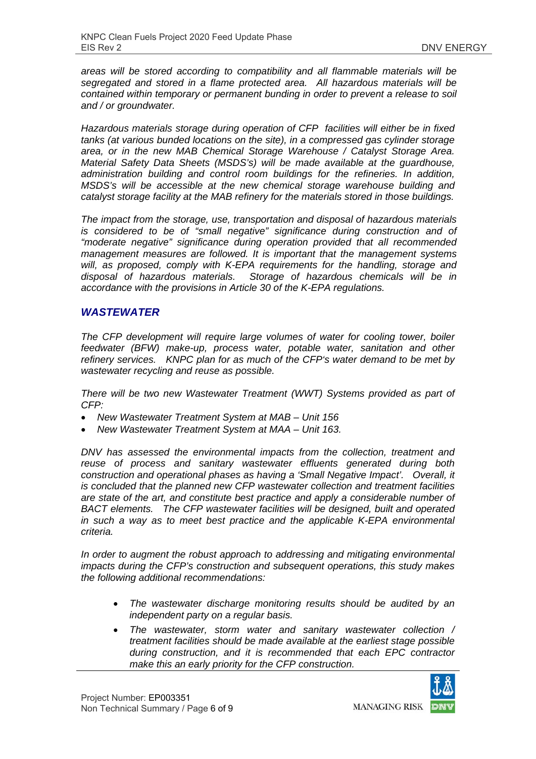*areas will be stored according to compatibility and all flammable materials will be segregated and stored in a flame protected area. All hazardous materials will be contained within temporary or permanent bunding in order to prevent a release to soil and / or groundwater.*

*Hazardous materials storage during operation of CFP facilities will either be in fixed tanks (at various bunded locations on the site), in a compressed gas cylinder storage area, or in the new MAB Chemical Storage Warehouse / Catalyst Storage Area. Material Safety Data Sheets (MSDS's) will be made available at the guardhouse, administration building and control room buildings for the refineries. In addition, MSDS's will be accessible at the new chemical storage warehouse building and catalyst storage facility at the MAB refinery for the materials stored in those buildings.*

*The impact from the storage, use, transportation and disposal of hazardous materials is considered to be of "small negative" significance during construction and of "moderate negative" significance during operation provided that all recommended management measures are followed. It is important that the management systems will, as proposed, comply with K-EPA requirements for the handling, storage and disposal of hazardous materials. Storage of hazardous chemicals will be in accordance with the provisions in Article 30 of the K-EPA regulations.*

## *WASTEWATER*

*The CFP development will require large volumes of water for cooling tower, boiler feedwater (BFW) make-up, process water, potable water, sanitation and other refinery services. KNPC plan for as much of the CFP's water demand to be met by wastewater recycling and reuse as possible.*

*There will be two new Wastewater Treatment (WWT) Systems provided as part of CFP:*

- *New Wastewater Treatment System at MAB – Unit 156*
- *New Wastewater Treatment System at MAA – Unit 163.*

*DNV has assessed the environmental impacts from the collection, treatment and reuse of process and sanitary wastewater effluents generated during both construction and operational phases as having a 'Small Negative Impact'. Overall, it is concluded that the planned new CFP wastewater collection and treatment facilities are state of the art, and constitute best practice and apply a considerable number of BACT elements. The CFP wastewater facilities will be designed, built and operated in such a way as to meet best practice and the applicable K-EPA environmental criteria.*

*In order to augment the robust approach to addressing and mitigating environmental impacts during the CFP's construction and subsequent operations, this study makes the following additional recommendations:*

- *The wastewater discharge monitoring results should be audited by an independent party on a regular basis.*
- *The wastewater, storm water and sanitary wastewater collection / treatment facilities should be made available at the earliest stage possible during construction, and it is recommended that each EPC contractor make this an early priority for the CFP construction.*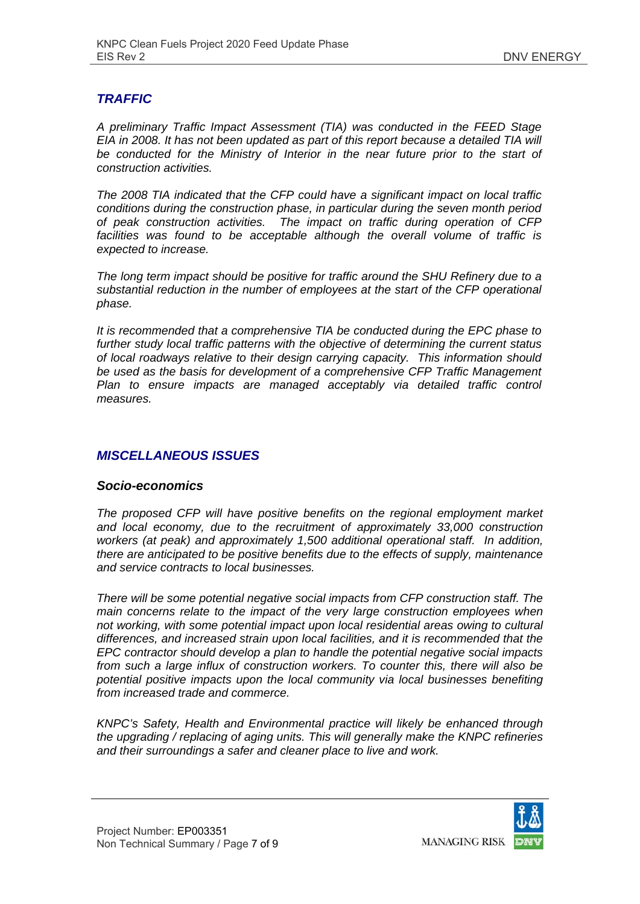## *TRAFFIC*

*A preliminary Traffic Impact Assessment (TIA) was conducted in the FEED Stage EIA in 2008. It has not been updated as part of this report because a detailed TIA will be conducted for the Ministry of Interior in the near future prior to the start of construction activities.*

*The 2008 TIA indicated that the CFP could have a significant impact on local traffic conditions during the construction phase, in particular during the seven month period of peak construction activities. The impact on traffic during operation of CFP facilities was found to be acceptable although the overall volume of traffic is expected to increase.*

*The long term impact should be positive for traffic around the SHU Refinery due to a substantial reduction in the number of employees at the start of the CFP operational phase.*

*It is recommended that a comprehensive TIA be conducted during the EPC phase to further study local traffic patterns with the objective of determining the current status of local roadways relative to their design carrying capacity. This information should be used as the basis for development of a comprehensive CFP Traffic Management Plan to ensure impacts are managed acceptably via detailed traffic control measures.*

## *MISCELLANEOUS ISSUES*

### *Socio-economics*

*The proposed CFP will have positive benefits on the regional employment market and local economy, due to the recruitment of approximately 33,000 construction workers (at peak) and approximately 1,500 additional operational staff. In addition, there are anticipated to be positive benefits due to the effects of supply, maintenance and service contracts to local businesses.*

*There will be some potential negative social impacts from CFP construction staff. The main concerns relate to the impact of the very large construction employees when not working, with some potential impact upon local residential areas owing to cultural differences, and increased strain upon local facilities, and it is recommended that the EPC contractor should develop a plan to handle the potential negative social impacts from such a large influx of construction workers. To counter this, there will also be potential positive impacts upon the local community via local businesses benefiting from increased trade and commerce.*

*KNPC's Safety, Health and Environmental practice will likely be enhanced through the upgrading / replacing of aging units. This will generally make the KNPC refineries and their surroundings a safer and cleaner place to live and work.*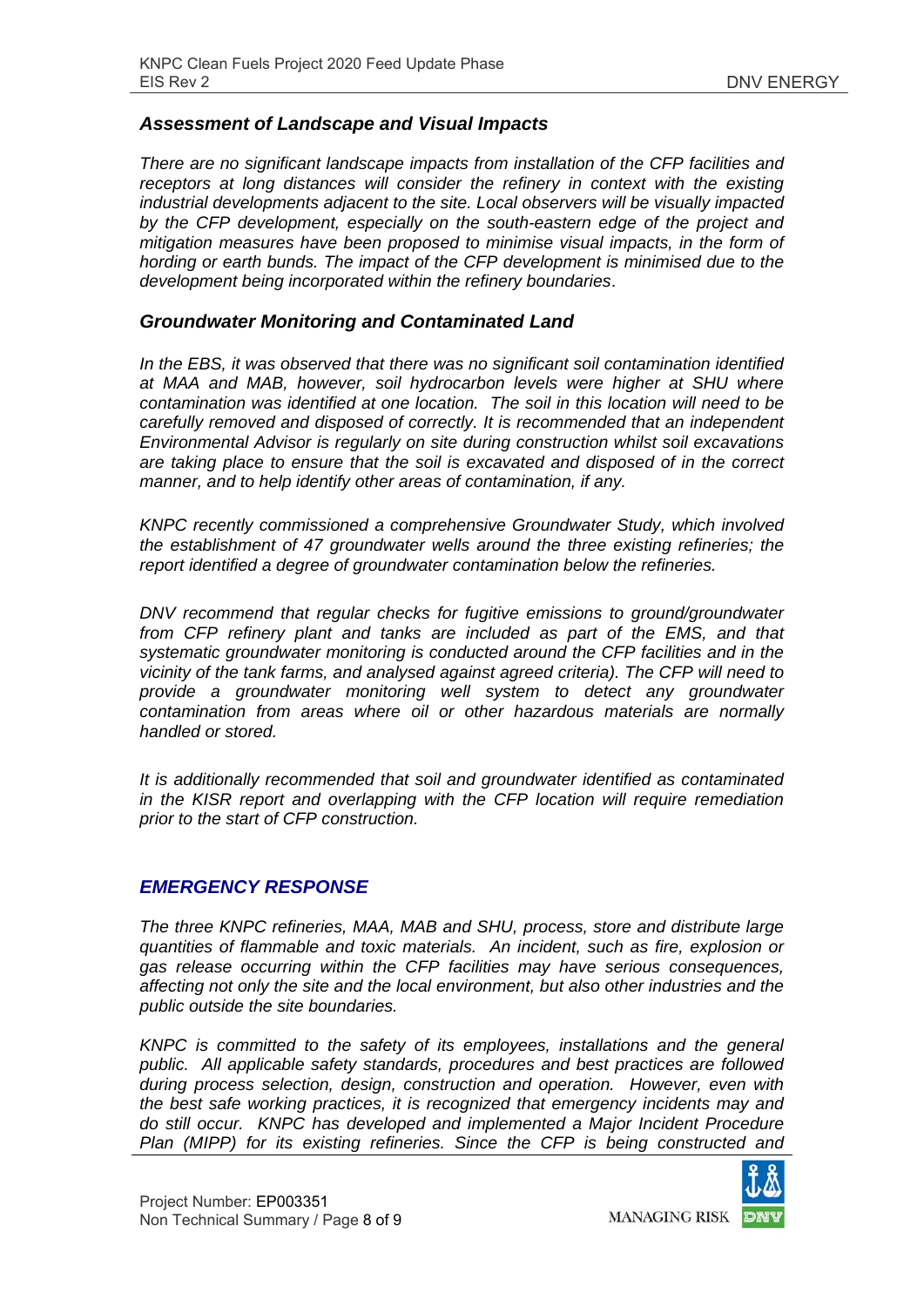### *Assessment of Landscape and Visual Impacts*

*There are no significant landscape impacts from installation of the CFP facilities and receptors at long distances will consider the refinery in context with the existing industrial developments adjacent to the site. Local observers will be visually impacted by the CFP development, especially on the south-eastern edge of the project and mitigation measures have been proposed to minimise visual impacts, in the form of hording or earth bunds. The impact of the CFP development is minimised due to the development being incorporated within the refinery boundaries*.

### *Groundwater Monitoring and Contaminated Land*

*In the EBS, it was observed that there was no significant soil contamination identified at MAA and MAB, however, soil hydrocarbon levels were higher at SHU where contamination was identified at one location. The soil in this location will need to be carefully removed and disposed of correctly. It is recommended that an independent Environmental Advisor is regularly on site during construction whilst soil excavations are taking place to ensure that the soil is excavated and disposed of in the correct manner, and to help identify other areas of contamination, if any.*

*KNPC recently commissioned a comprehensive Groundwater Study, which involved the establishment of 47 groundwater wells around the three existing refineries; the report identified a degree of groundwater contamination below the refineries.*

*DNV recommend that regular checks for fugitive emissions to ground/groundwater from CFP refinery plant and tanks are included as part of the EMS, and that systematic groundwater monitoring is conducted around the CFP facilities and in the vicinity of the tank farms, and analysed against agreed criteria). The CFP will need to provide a groundwater monitoring well system to detect any groundwater contamination from areas where oil or other hazardous materials are normally handled or stored.*

*It is additionally recommended that soil and groundwater identified as contaminated in the KISR report and overlapping with the CFP location will require remediation prior to the start of CFP construction.*

## *EMERGENCY RESPONSE*

*The three KNPC refineries, MAA, MAB and SHU, process, store and distribute large quantities of flammable and toxic materials. An incident, such as fire, explosion or gas release occurring within the CFP facilities may have serious consequences, affecting not only the site and the local environment, but also other industries and the public outside the site boundaries.*

*KNPC is committed to the safety of its employees, installations and the general public. All applicable safety standards, procedures and best practices are followed during process selection, design, construction and operation. However, even with the best safe working practices, it is recognized that emergency incidents may and do still occur. KNPC has developed and implemented a Major Incident Procedure Plan (MIPP) for its existing refineries. Since the CFP is being constructed and*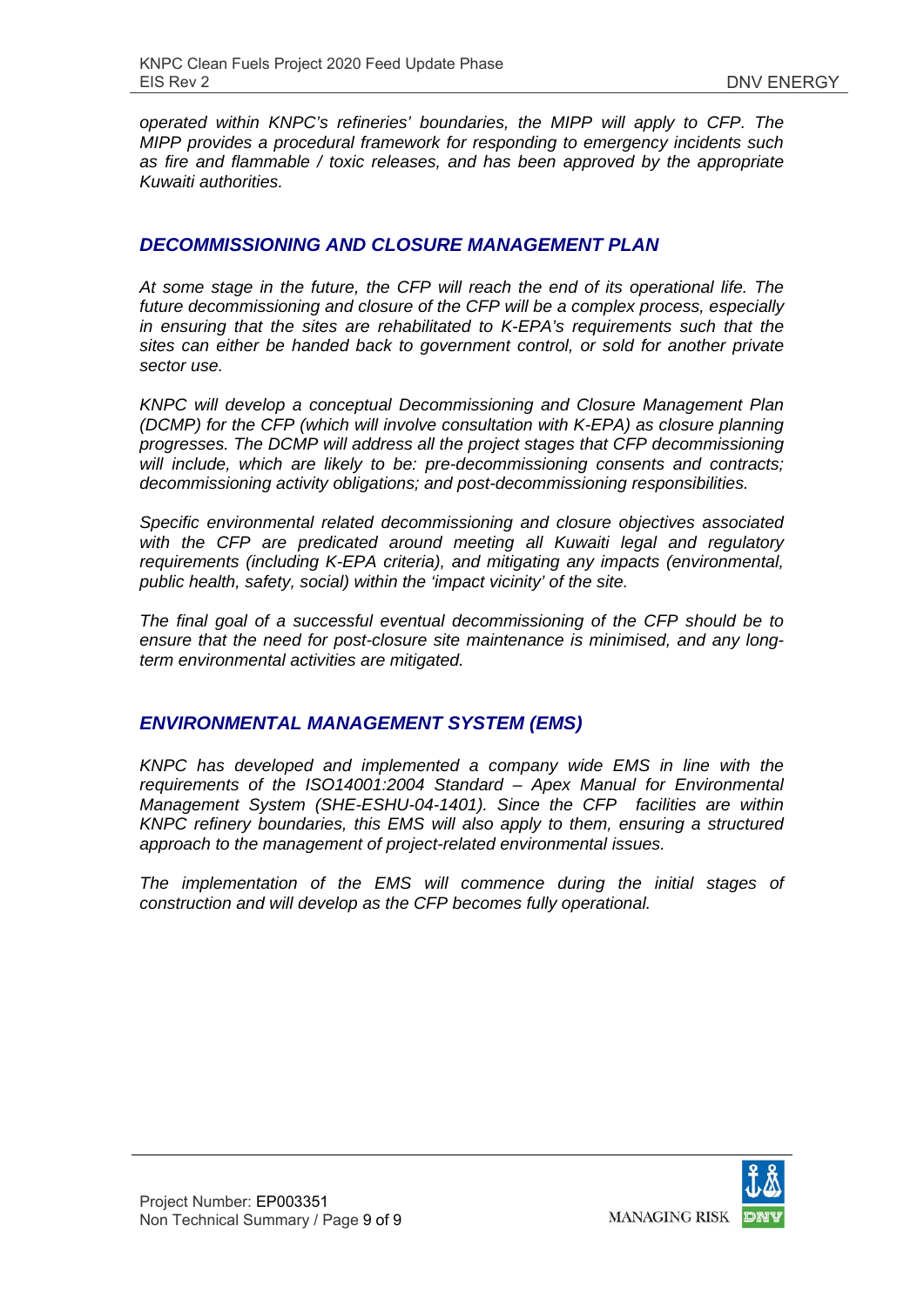*operated within KNPC's refineries' boundaries, the MIPP will apply to CFP. The MIPP provides a procedural framework for responding to emergency incidents such as fire and flammable / toxic releases, and has been approved by the appropriate Kuwaiti authorities.*

## *DECOMMISSIONING AND CLOSURE MANAGEMENT PLAN*

*At some stage in the future, the CFP will reach the end of its operational life. The future decommissioning and closure of the CFP will be a complex process, especially in ensuring that the sites are rehabilitated to K-EPA's requirements such that the sites can either be handed back to government control, or sold for another private sector use.*

*KNPC will develop a conceptual Decommissioning and Closure Management Plan (DCMP) for the CFP (which will involve consultation with K-EPA) as closure planning progresses. The DCMP will address all the project stages that CFP decommissioning will include, which are likely to be: pre-decommissioning consents and contracts; decommissioning activity obligations; and post-decommissioning responsibilities.*

*Specific environmental related decommissioning and closure objectives associated with the CFP are predicated around meeting all Kuwaiti legal and regulatory requirements (including K-EPA criteria), and mitigating any impacts (environmental, public health, safety, social) within the 'impact vicinity' of the site.*

*The final goal of a successful eventual decommissioning of the CFP should be to ensure that the need for post-closure site maintenance is minimised, and any long-term environmental activities are mitigated.*

## *ENVIRONMENTAL MANAGEMENT SYSTEM (EMS)*

*KNPC has developed and implemented a company wide EMS in line with the requirements of the ISO14001:2004 Standard – Apex Manual for Environmental Management System (SHE-ESHU-04-1401). Since the CFP facilities are within KNPC refinery boundaries, this EMS will also apply to them, ensuring a structured approach to the management of project-related environmental issues.*

*The implementation of the EMS will commence during the initial stages of construction and will develop as the CFP becomes fully operational.*